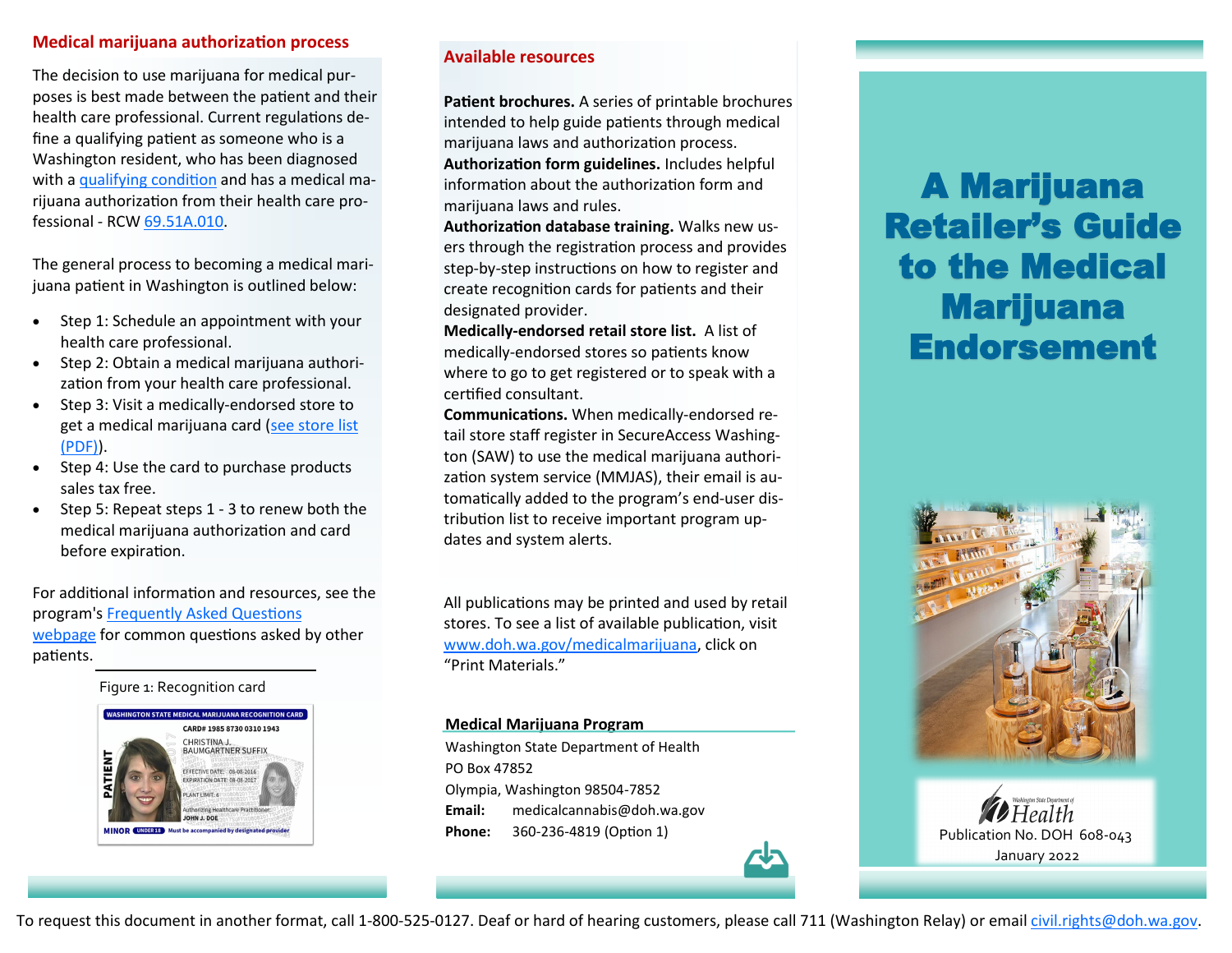## Medical marijuana authorization process

The decision to use marijuana for medical purposes is best made between the patient and their health care professional. Current regulations define a qualifying patient as someone who is a Washington resident, who has been diagnosed with a qualifying condition and has a medical marijuana authorization from their health care professional - RCW 69.51A.010.

The general process to becoming a medical marijuana patient in Washington is outlined below:

- Step 1: Schedule an appointment with your health care professional.
- Step 2: Obtain a medical marijuana authorization from your health care professional.
- Step 3: Visit a medically-endorsed store to get a medical marijuana card (see store list (PDF)).
- Step 4: Use the card to purchase products sales tax free.
- Step 5: Repeat steps 1 - 3 to renew both the medical marijuana authorization and card before expiration.

For additional information and resources, see the program's Frequently Asked Questions webpage for common questions asked by other patients.

Figure 1: Recognition card

## Available resources

**Patient brochures.** A series of printable brochures intended to help guide patients through medical marijuana laws and authorization process.

**Authorization form guidelines.** Includes helpful information about the authorization form and marijuana laws and rules.

**Authorization database training.** Walks new users through the registration process and provides step-by-step instructions on how to register and create recognition cards for patients and their designated provider.

**Medically-endorsed retail store list.** A list of medically-endorsed stores so patients know where to go to get registered or to speak with a certified consultant.

**Communications.** When medically-endorsed retail store staff register in SecureAccess Washington (SAW) to use the medical marijuana authorization system service (MMJAS), their email is automatically added to the program's end-user distribution list to receive important program updates and system alerts.

All publications may be printed and used by retail stores. To see a list of available publication, visit www.doh.wa.gov/medicalmarijuana, click on "Print Materials."

**Medical Marijuana Program**

Washington State Department of Health
PO Box 47852
Olympia, Washington 98504-7852
**Email:** medicalcannabis@doh.wa.gov
**Phone:** 360-236-4819 (Option 1)

# A Marijuana Retailer's Guide to the Medical Marijuana Endorsement

Washington State Department of Health

Publication No. DOH 608-043
January 2022

To request this document in another format, call 1-800-525-0127. Deaf or hard of hearing customers, please call 711 (Washington Relay) or email civil.rights@doh.wa.gov.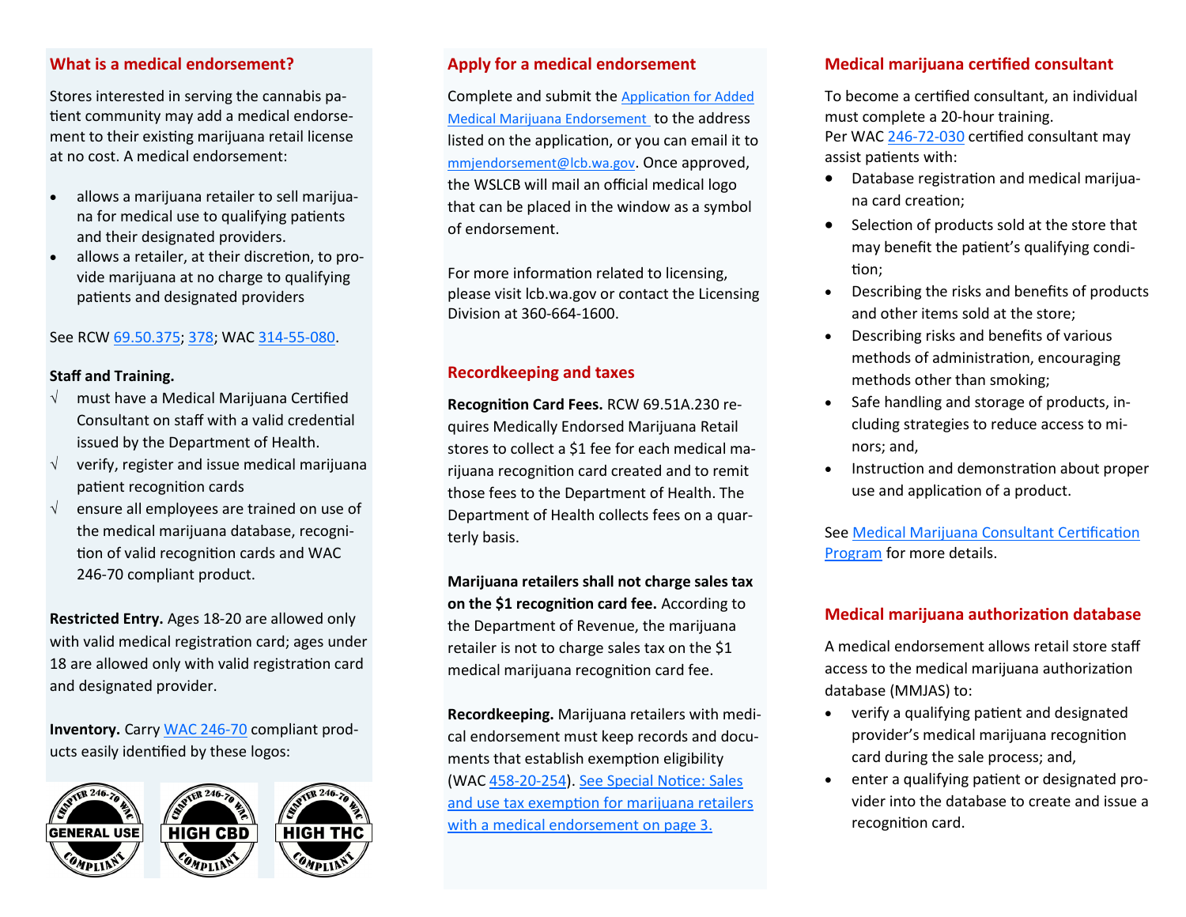## What is a medical endorsement?

Stores interested in serving the cannabis patient community may add a medical endorsement to their existing marijuana retail license at no cost. A medical endorsement:

- allows a marijuana retailer to sell marijuana for medical use to qualifying patients and their designated providers.
- allows a retailer, at their discretion, to provide marijuana at no charge to qualifying patients and designated providers

See RCW 69.50.375; 378; WAC 314-55-080.

**Staff and Training.**

- √ must have a Medical Marijuana Certified Consultant on staff with a valid credential issued by the Department of Health.
- √ verify, register and issue medical marijuana patient recognition cards
- √ ensure all employees are trained on use of the medical marijuana database, recognition of valid recognition cards and WAC 246-70 compliant product.

**Restricted Entry.** Ages 18-20 are allowed only with valid medical registration card; ages under 18 are allowed only with valid registration card and designated provider.

**Inventory.** Carry WAC 246-70 compliant products easily identified by these logos:

CHAPTER 246-70 WAC GENERAL USE COMPLIANT

CHAPTER 246-70 WAC HIGH CBD COMPLIANT

CHAPTER 246-70 WAC HIGH THC COMPLIANT

## Apply for a medical endorsement

Complete and submit the Application for Added Medical Marijuana Endorsement to the address listed on the application, or you can email it to mmjendorsement@lcb.wa.gov. Once approved, the WSLCB will mail an official medical logo that can be placed in the window as a symbol of endorsement.

For more information related to licensing, please visit lcb.wa.gov or contact the Licensing Division at 360-664-1600.

## Recordkeeping and taxes

**Recognition Card Fees.** RCW 69.51A.230 requires Medically Endorsed Marijuana Retail stores to collect a $1 fee for each medical marijuana recognition card created and to remit those fees to the Department of Health. The Department of Health collects fees on a quarterly basis.

**Marijuana retailers shall not charge sales tax on the $1 recognition card fee.** According to the Department of Revenue, the marijuana retailer is not to charge sales tax on the $1 medical marijuana recognition card fee.

**Recordkeeping.** Marijuana retailers with medical endorsement must keep records and documents that establish exemption eligibility (WAC 458-20-254). See Special Notice: Sales and use tax exemption for marijuana retailers with a medical endorsement on page 3.

## Medical marijuana certified consultant

To become a certified consultant, an individual must complete a 20-hour training.
Per WAC 246-72-030 certified consultant may assist patients with:

- Database registration and medical marijuana card creation;
- Selection of products sold at the store that may benefit the patient's qualifying condition;
- Describing the risks and benefits of products and other items sold at the store;
- Describing risks and benefits of various methods of administration, encouraging methods other than smoking;
- Safe handling and storage of products, including strategies to reduce access to minors; and,
- Instruction and demonstration about proper use and application of a product.

See Medical Marijuana Consultant Certification Program for more details.

## Medical marijuana authorization database

A medical endorsement allows retail store staff access to the medical marijuana authorization database (MMJAS) to:

- verify a qualifying patient and designated provider's medical marijuana recognition card during the sale process; and,
- enter a qualifying patient or designated provider into the database to create and issue a recognition card.